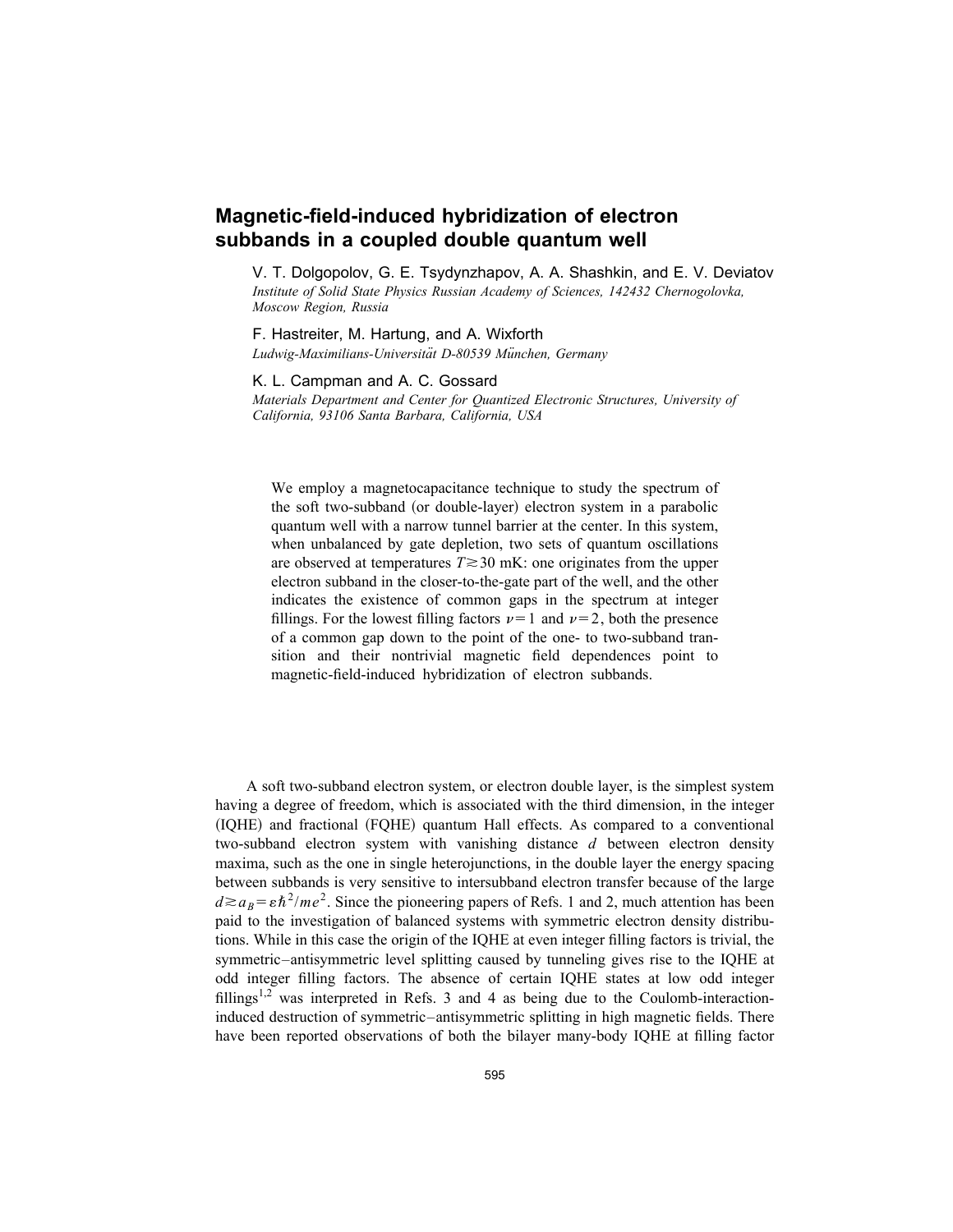# Magnetic-field-induced hybridization of electron subbands in a coupled double quantum well

V. T. Dolgopolov, G. E. Tsydynzhapov, A. A. Shashkin, and E. V. Deviatov

*Institute of Solid State Physics Russian Academy of Sciences, 142432 Chernogolovka, Moscow Region, Russia*

F. Hastreiter, M. Hartung, and A. Wixforth

*Ludwig-Maximilians-Universität D-80539 München, Germany*

K. L. Campman and A. C. Gossard

*Materials Department and Center for Quantized Electronic Structures, University of California, 93106 Santa Barbara, California, USA*

We employ a magnetocapacitance technique to study the spectrum of the soft two-subband (or double-layer) electron system in a parabolic quantum well with a narrow tunnel barrier at the center. In this system, when unbalanced by gate depletion, two sets of quantum oscillations are observed at temperatures $T \gtrsim 30$ mK: one originates from the upper electron subband in the closer-to-the-gate part of the well, and the other indicates the existence of common gaps in the spectrum at integer fillings. For the lowest filling factors $\nu = 1$ and $\nu = 2$, both the presence of a common gap down to the point of the one- to two-subband transition and their nontrivial magnetic field dependences point to magnetic-field-induced hybridization of electron subbands.

A soft two-subband electron system, or electron double layer, is the simplest system having a degree of freedom, which is associated with the third dimension, in the integer (IQHE) and fractional (FQHE) quantum Hall effects. As compared to a conventional two-subband electron system with vanishing distance $d$ between electron density maxima, such as the one in single heterojunctions, in the double layer the energy spacing between subbands is very sensitive to intersubband electron transfer because of the large $d \gtrsim a_B = \varepsilon \hbar^2 / m e^2$. Since the pioneering papers of Refs. 1 and 2, much attention has been paid to the investigation of balanced systems with symmetric electron density distributions. While in this case the origin of the IQHE at even integer filling factors is trivial, the symmetric–antisymmetric level splitting caused by tunneling gives rise to the IQHE at odd integer filling factors. The absence of certain IQHE states at low odd integer fillings[1,2] was interpreted in Refs. 3 and 4 as being due to the Coulomb-interaction-induced destruction of symmetric–antisymmetric splitting in high magnetic fields. There have been reported observations of both the bilayer many-body IQHE at filling factor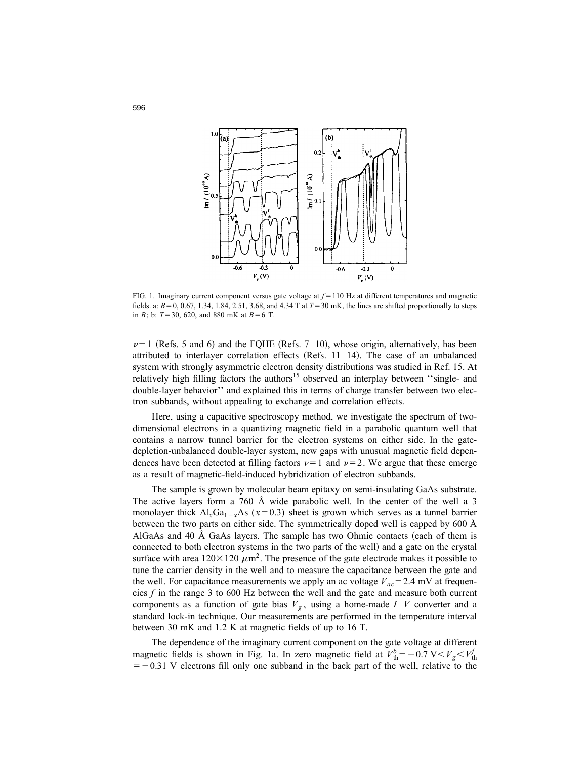FIG. 1. Imaginary current component versus gate voltage at $f=110$ Hz at different temperatures and magnetic fields. a: $B=0$, 0.67, 1.34, 1.84, 2.51, 3.68, and 4.34 T at $T=30$ mK, the lines are shifted proportionally to steps in $B$; b: $T=30$, 620, and 880 mK at $B=6$ T.

$\nu=1$ (Refs. 5 and 6) and the FQHE (Refs. 7–10), whose origin, alternatively, has been attributed to interlayer correlation effects (Refs. 11–14). The case of an unbalanced system with strongly asymmetric electron density distributions was studied in Ref. 15. At relatively high filling factors the authors[15] observed an interplay between ''single- and double-layer behavior'' and explained this in terms of charge transfer between two electron subbands, without appealing to exchange and correlation effects.

Here, using a capacitive spectroscopy method, we investigate the spectrum of two-dimensional electrons in a quantizing magnetic field in a parabolic quantum well that contains a narrow tunnel barrier for the electron systems on either side. In the gate-depletion-unbalanced double-layer system, new gaps with unusual magnetic field dependences have been detected at filling factors $\nu=1$ and $\nu=2$. We argue that these emerge as a result of magnetic-field-induced hybridization of electron subbands.

The sample is grown by molecular beam epitaxy on semi-insulating GaAs substrate. The active layers form a 760 Å wide parabolic well. In the center of the well a 3 monolayer thick $Al_xGa_{1-x}As$ ($x=0.3$) sheet is grown which serves as a tunnel barrier between the two parts on either side. The symmetrically doped well is capped by 600 Å AlGaAs and 40 Å GaAs layers. The sample has two Ohmic contacts (each of them is connected to both electron systems in the two parts of the well) and a gate on the crystal surface with area $120\times120$ $\mu m^2$. The presence of the gate electrode makes it possible to tune the carrier density in the well and to measure the capacitance between the gate and the well. For capacitance measurements we apply an ac voltage $V_{ac}=2.4$ mV at frequencies $f$ in the range 3 to 600 Hz between the well and the gate and measure both current components as a function of gate bias $V_g$, using a home-made $I$–$V$ converter and a standard lock-in technique. Our measurements are performed in the temperature interval between 30 mK and 1.2 K at magnetic fields of up to 16 T.

The dependence of the imaginary current component on the gate voltage at different magnetic fields is shown in Fig. 1a. In zero magnetic field at $V_{th}^b=-0.7$ V$<V_g<V_{th}^f$ $=-0.31$ V electrons fill only one subband in the back part of the well, relative to the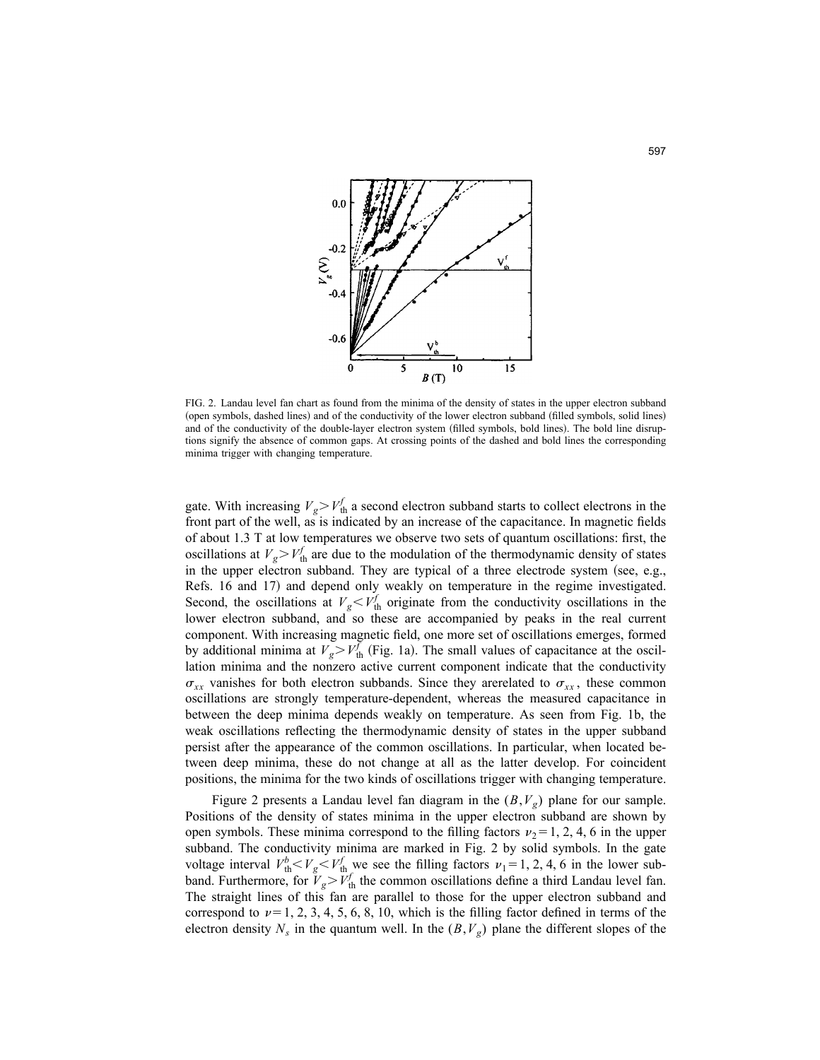FIG. 2. Landau level fan chart as found from the minima of the density of states in the upper electron subband (open symbols, dashed lines) and of the conductivity of the lower electron subband (filled symbols, solid lines) and of the conductivity of the double-layer electron system (filled symbols, bold lines). The bold line disruptions signify the absence of common gaps. At crossing points of the dashed and bold lines the corresponding minima trigger with changing temperature.

gate. With increasing $V_g > V_{\rm th}^f$ a second electron subband starts to collect electrons in the front part of the well, as is indicated by an increase of the capacitance. In magnetic fields of about 1.3 T at low temperatures we observe two sets of quantum oscillations: first, the oscillations at $V_g > V_{\rm th}^f$ are due to the modulation of the thermodynamic density of states in the upper electron subband. They are typical of a three electrode system (see, e.g., Refs. 16 and 17) and depend only weakly on temperature in the regime investigated. Second, the oscillations at $V_g < V_{\rm th}^f$ originate from the conductivity oscillations in the lower electron subband, and so these are accompanied by peaks in the real current component. With increasing magnetic field, one more set of oscillations emerges, formed by additional minima at $V_g > V_{\rm th}^f$ (Fig. 1a). The small values of capacitance at the oscillation minima and the nonzero active current component indicate that the conductivity $\sigma_{xx}$ vanishes for both electron subbands. Since they arerelated to $\sigma_{xx}$, these common oscillations are strongly temperature-dependent, whereas the measured capacitance in between the deep minima depends weakly on temperature. As seen from Fig. 1b, the weak oscillations reflecting the thermodynamic density of states in the upper subband persist after the appearance of the common oscillations. In particular, when located between deep minima, these do not change at all as the latter develop. For coincident positions, the minima for the two kinds of oscillations trigger with changing temperature.

Figure 2 presents a Landau level fan diagram in the $(B, V_g)$ plane for our sample. Positions of the density of states minima in the upper electron subband are shown by open symbols. These minima correspond to the filling factors $\nu_2 = 1, 2, 4, 6$ in the upper subband. The conductivity minima are marked in Fig. 2 by solid symbols. In the gate voltage interval $V_{\rm th}^b < V_g < V_{\rm th}^f$ we see the filling factors $\nu_1 = 1, 2, 4, 6$ in the lower subband. Furthermore, for $V_g > V_{\rm th}^f$ the common oscillations define a third Landau level fan. The straight lines of this fan are parallel to those for the upper electron subband and correspond to $\nu = 1, 2, 3, 4, 5, 6, 8, 10$, which is the filling factor defined in terms of the electron density $N_s$ in the quantum well. In the $(B, V_g)$ plane the different slopes of the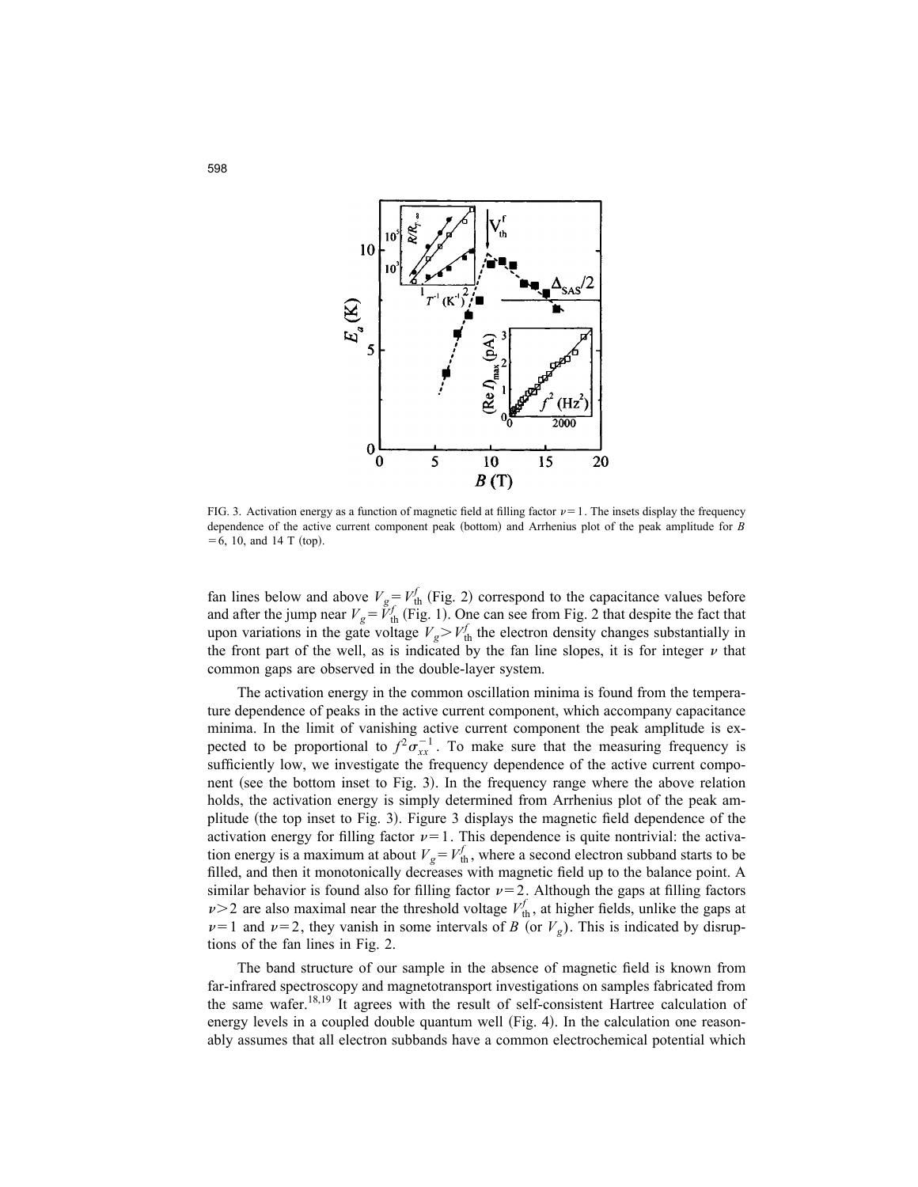FIG. 3. Activation energy as a function of magnetic field at filling factor $\nu=1$. The insets display the frequency dependence of the active current component peak (bottom) and Arrhenius plot of the peak amplitude for $B=6$, 10, and 14 T (top).

fan lines below and above $V_g = V_{th}^f$ (Fig. 2) correspond to the capacitance values before and after the jump near $V_g = V_{th}^f$ (Fig. 1). One can see from Fig. 2 that despite the fact that upon variations in the gate voltage $V_g > V_{th}^f$ the electron density changes substantially in the front part of the well, as is indicated by the fan line slopes, it is for integer $\nu$ that common gaps are observed in the double-layer system.

The activation energy in the common oscillation minima is found from the temperature dependence of peaks in the active current component, which accompany capacitance minima. In the limit of vanishing active current component the peak amplitude is expected to be proportional to $f^2 \sigma_{xx}^{-1}$. To make sure that the measuring frequency is sufficiently low, we investigate the frequency dependence of the active current component (see the bottom inset to Fig. 3). In the frequency range where the above relation holds, the activation energy is simply determined from Arrhenius plot of the peak amplitude (the top inset to Fig. 3). Figure 3 displays the magnetic field dependence of the activation energy for filling factor $\nu=1$. This dependence is quite nontrivial: the activation energy is a maximum at about $V_g = V_{th}^f$, where a second electron subband starts to be filled, and then it monotonically decreases with magnetic field up to the balance point. A similar behavior is found also for filling factor $\nu=2$. Although the gaps at filling factors $\nu>2$ are also maximal near the threshold voltage $V_{th}^f$, at higher fields, unlike the gaps at $\nu=1$ and $\nu=2$, they vanish in some intervals of $B$ (or $V_g$). This is indicated by disruptions of the fan lines in Fig. 2.

The band structure of our sample in the absence of magnetic field is known from far-infrared spectroscopy and magnetotransport investigations on samples fabricated from the same wafer.[18,19] It agrees with the result of self-consistent Hartree calculation of energy levels in a coupled double quantum well (Fig. 4). In the calculation one reasonably assumes that all electron subbands have a common electrochemical potential which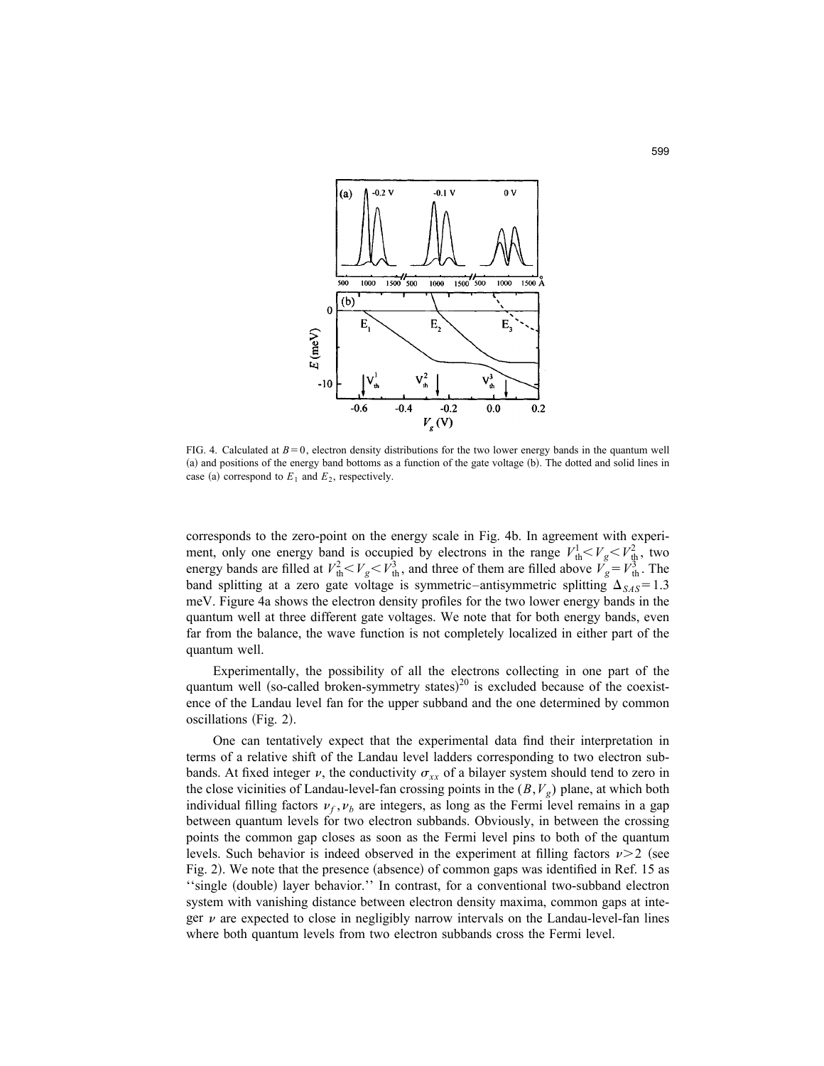FIG. 4. Calculated at $B=0$, electron density distributions for the two lower energy bands in the quantum well (a) and positions of the energy band bottoms as a function of the gate voltage (b). The dotted and solid lines in case (a) correspond to $E_1$ and $E_2$, respectively.

corresponds to the zero-point on the energy scale in Fig. 4b. In agreement with experiment, only one energy band is occupied by electrons in the range $V_{\text{th}}^1 < V_g < V_{\text{th}}^2$, two energy bands are filled at $V_{\text{th}}^2 < V_g < V_{\text{th}}^3$, and three of them are filled above $V_g = V_{\text{th}}^3$. The band splitting at a zero gate voltage is symmetric–antisymmetric splitting $\Delta_{SAS} = 1.3$ meV. Figure 4a shows the electron density profiles for the two lower energy bands in the quantum well at three different gate voltages. We note that for both energy bands, even far from the balance, the wave function is not completely localized in either part of the quantum well.

Experimentally, the possibility of all the electrons collecting in one part of the quantum well (so-called broken-symmetry states)[20] is excluded because of the coexistence of the Landau level fan for the upper subband and the one determined by common oscillations (Fig. 2).

One can tentatively expect that the experimental data find their interpretation in terms of a relative shift of the Landau level ladders corresponding to two electron subbands. At fixed integer $\nu$, the conductivity $\sigma_{xx}$ of a bilayer system should tend to zero in the close vicinities of Landau-level-fan crossing points in the $(B, V_g)$ plane, at which both individual filling factors $\nu_f, \nu_b$ are integers, as long as the Fermi level remains in a gap between quantum levels for two electron subbands. Obviously, in between the crossing points the common gap closes as soon as the Fermi level pins to both of the quantum levels. Such behavior is indeed observed in the experiment at filling factors $\nu > 2$ (see Fig. 2). We note that the presence (absence) of common gaps was identified in Ref. 15 as ''single (double) layer behavior.'' In contrast, for a conventional two-subband electron system with vanishing distance between electron density maxima, common gaps at integer $\nu$ are expected to close in negligibly narrow intervals on the Landau-level-fan lines where both quantum levels from two electron subbands cross the Fermi level.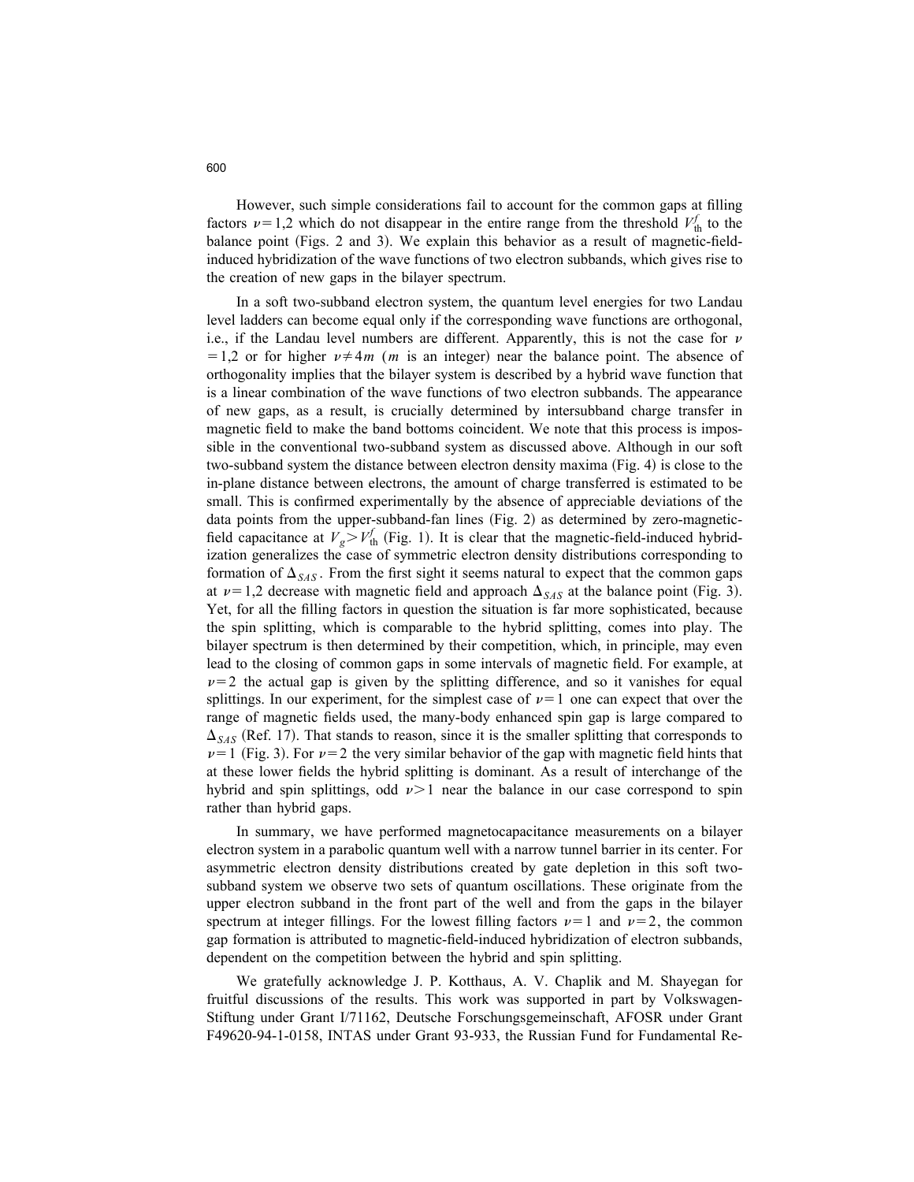However, such simple considerations fail to account for the common gaps at filling factors $\nu=1,2$ which do not disappear in the entire range from the threshold $V_{\mathrm{th}}^{f}$ to the balance point (Figs. 2 and 3). We explain this behavior as a result of magnetic-field-induced hybridization of the wave functions of two electron subbands, which gives rise to the creation of new gaps in the bilayer spectrum.

In a soft two-subband electron system, the quantum level energies for two Landau level ladders can become equal only if the corresponding wave functions are orthogonal, i.e., if the Landau level numbers are different. Apparently, this is not the case for $\nu=1,2$ or for higher $\nu\neq 4m$ ($m$ is an integer) near the balance point. The absence of orthogonality implies that the bilayer system is described by a hybrid wave function that is a linear combination of the wave functions of two electron subbands. The appearance of new gaps, as a result, is crucially determined by intersubband charge transfer in magnetic field to make the band bottoms coincident. We note that this process is impossible in the conventional two-subband system as discussed above. Although in our soft two-subband system the distance between electron density maxima (Fig. 4) is close to the in-plane distance between electrons, the amount of charge transferred is estimated to be small. This is confirmed experimentally by the absence of appreciable deviations of the data points from the upper-subband-fan lines (Fig. 2) as determined by zero-magnetic-field capacitance at $V_g>V_{\mathrm{th}}^{f}$ (Fig. 1). It is clear that the magnetic-field-induced hybridization generalizes the case of symmetric electron density distributions corresponding to formation of $\Delta_{SAS}$. From the first sight it seems natural to expect that the common gaps at $\nu=1,2$ decrease with magnetic field and approach $\Delta_{SAS}$ at the balance point (Fig. 3). Yet, for all the filling factors in question the situation is far more sophisticated, because the spin splitting, which is comparable to the hybrid splitting, comes into play. The bilayer spectrum is then determined by their competition, which, in principle, may even lead to the closing of common gaps in some intervals of magnetic field. For example, at $\nu=2$ the actual gap is given by the splitting difference, and so it vanishes for equal splittings. In our experiment, for the simplest case of $\nu=1$ one can expect that over the range of magnetic fields used, the many-body enhanced spin gap is large compared to $\Delta_{SAS}$ (Ref. 17). That stands to reason, since it is the smaller splitting that corresponds to $\nu=1$ (Fig. 3). For $\nu=2$ the very similar behavior of the gap with magnetic field hints that at these lower fields the hybrid splitting is dominant. As a result of interchange of the hybrid and spin splittings, odd $\nu>1$ near the balance in our case correspond to spin rather than hybrid gaps.

In summary, we have performed magnetocapacitance measurements on a bilayer electron system in a parabolic quantum well with a narrow tunnel barrier in its center. For asymmetric electron density distributions created by gate depletion in this soft two-subband system we observe two sets of quantum oscillations. These originate from the upper electron subband in the front part of the well and from the gaps in the bilayer spectrum at integer fillings. For the lowest filling factors $\nu=1$ and $\nu=2$, the common gap formation is attributed to magnetic-field-induced hybridization of electron subbands, dependent on the competition between the hybrid and spin splitting.

We gratefully acknowledge J. P. Kotthaus, A. V. Chaplik and M. Shayegan for fruitful discussions of the results. This work was supported in part by Volkswagen-Stiftung under Grant I/71162, Deutsche Forschungsgemeinschaft, AFOSR under Grant F49620-94-1-0158, INTAS under Grant 93-933, the Russian Fund for Fundamental Re-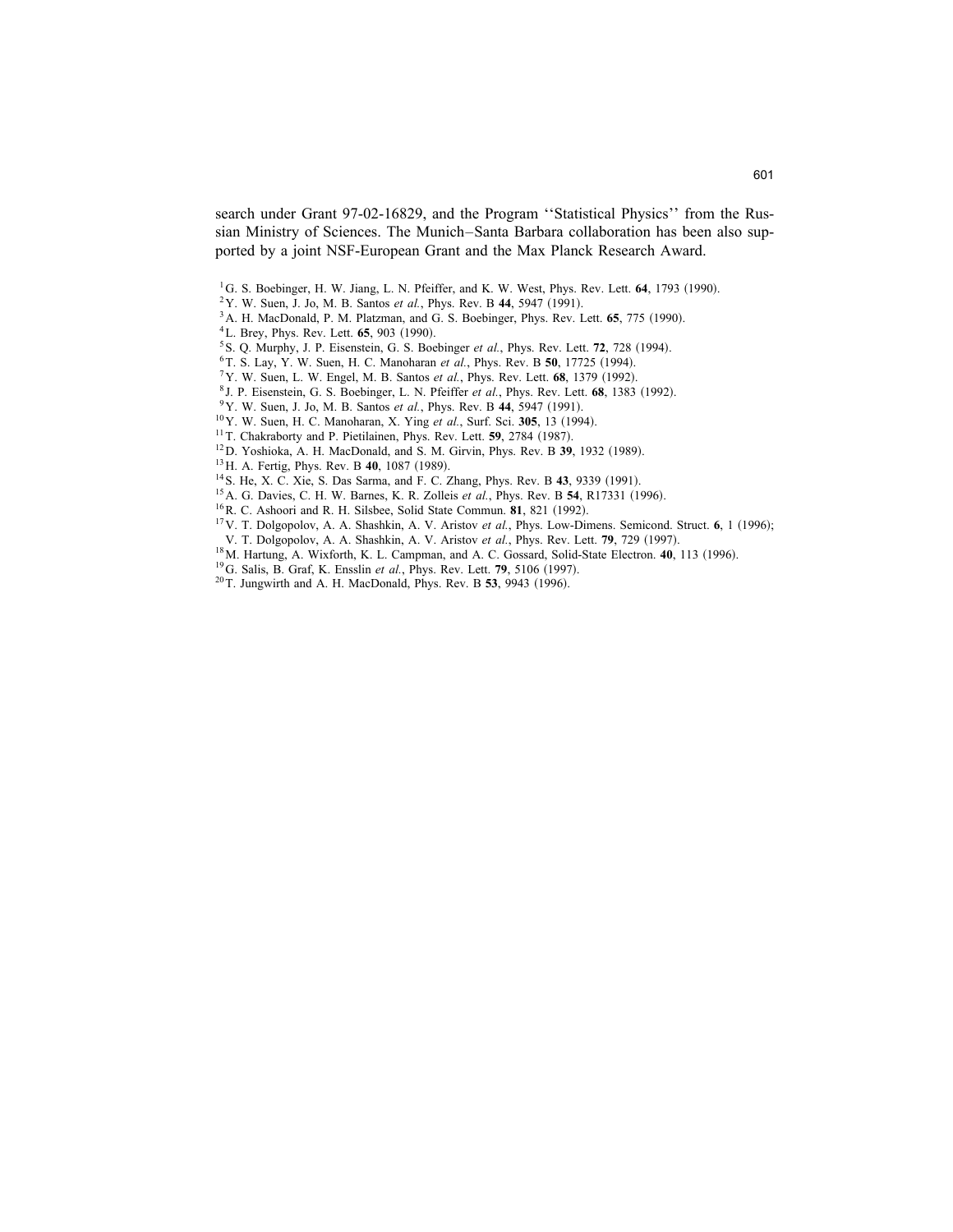search under Grant 97-02-16829, and the Program ''Statistical Physics'' from the Russian Ministry of Sciences. The Munich–Santa Barbara collaboration has been also supported by a joint NSF-European Grant and the Max Planck Research Award.

[1] G. S. Boebinger, H. W. Jiang, L. N. Pfeiffer, and K. W. West, Phys. Rev. Lett. **64**, 1793 (1990).
[2] Y. W. Suen, J. Jo, M. B. Santos *et al.*, Phys. Rev. B **44**, 5947 (1991).
[3] A. H. MacDonald, P. M. Platzman, and G. S. Boebinger, Phys. Rev. Lett. **65**, 775 (1990).
[4] L. Brey, Phys. Rev. Lett. **65**, 903 (1990).
[5] S. Q. Murphy, J. P. Eisenstein, G. S. Boebinger *et al.*, Phys. Rev. Lett. **72**, 728 (1994).
[6] T. S. Lay, Y. W. Suen, H. C. Manoharan *et al.*, Phys. Rev. B **50**, 17725 (1994).
[7] Y. W. Suen, L. W. Engel, M. B. Santos *et al.*, Phys. Rev. Lett. **68**, 1379 (1992).
[8] J. P. Eisenstein, G. S. Boebinger, L. N. Pfeiffer *et al.*, Phys. Rev. Lett. **68**, 1383 (1992).
[9] Y. W. Suen, J. Jo, M. B. Santos *et al.*, Phys. Rev. B **44**, 5947 (1991).
[10] Y. W. Suen, H. C. Manoharan, X. Ying *et al.*, Surf. Sci. **305**, 13 (1994).
[11] T. Chakraborty and P. Pietilainen, Phys. Rev. Lett. **59**, 2784 (1987).
[12] D. Yoshioka, A. H. MacDonald, and S. M. Girvin, Phys. Rev. B **39**, 1932 (1989).
[13] H. A. Fertig, Phys. Rev. B **40**, 1087 (1989).
[14] S. He, X. C. Xie, S. Das Sarma, and F. C. Zhang, Phys. Rev. B **43**, 9339 (1991).
[15] A. G. Davies, C. H. W. Barnes, K. R. Zolleis *et al.*, Phys. Rev. B **54**, R17331 (1996).
[16] R. C. Ashoori and R. H. Silsbee, Solid State Commun. **81**, 821 (1992).
[17] V. T. Dolgopolov, A. A. Shashkin, A. V. Aristov *et al.*, Phys. Low-Dimens. Semicond. Struct. **6**, 1 (1996); V. T. Dolgopolov, A. A. Shashkin, A. V. Aristov *et al.*, Phys. Rev. Lett. **79**, 729 (1997).
[18] M. Hartung, A. Wixforth, K. L. Campman, and A. C. Gossard, Solid-State Electron. **40**, 113 (1996).
[19] G. Salis, B. Graf, K. Ensslin *et al.*, Phys. Rev. Lett. **79**, 5106 (1997).
[20] T. Jungwirth and A. H. MacDonald, Phys. Rev. B **53**, 9943 (1996).